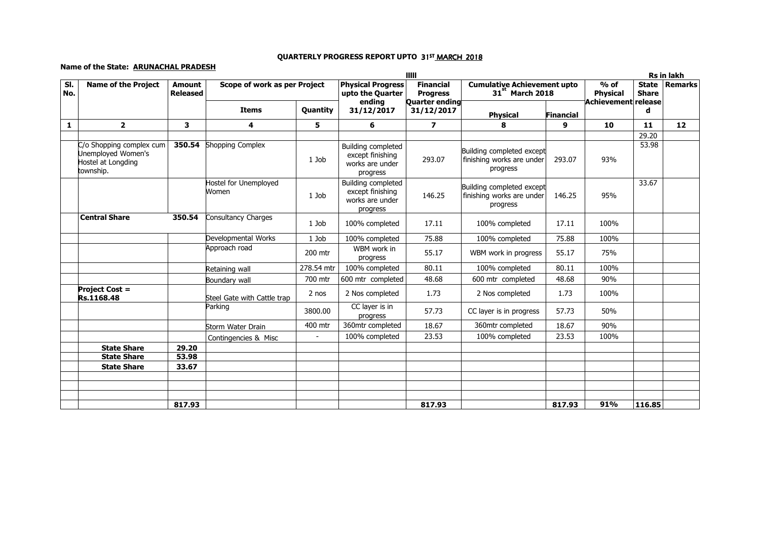**QUARTERLY PROGRESS REPORT UPTO 31ST MARCH 2018**

**Name of the State: ARUNACHAL PRADESH**

IIIII

**Rs in lakh**

| Sl. No. | Name of the Project | Amount Released | Scope of work as per Project | | Physical Progress upto the Quarter ending 31/12/2017 | Financial Progress Quarter ending 31/12/2017 | Cumulative Achievement upto 31st March 2018 | | % of Physical Achievement | State Share released | Remarks |
|---|---|---|---|---|---|---|---|---|---|---|---|
| | | | Items | Quantity | | | Physical | Financial | | | |
| 1 | 2 | 3 | 4 | 5 | 6 | 7 | 8 | 9 | 10 | 11 | 12 |
| | | | | | | | | | | 29.20 | |
| | C/o Shopping complex cum Unemployed Women's Hostel at Longding township. | 350.54 | Shopping Complex | 1 Job | Building completed except finishing works are under progress | 293.07 | Building completed except finishing works are under progress | 293.07 | 93% | 53.98 | |
| | | | Hostel for Unemployed Women | 1 Job | Building completed except finishing works are under progress | 146.25 | Building completed except finishing works are under progress | 146.25 | 95% | 33.67 | |
| | **Central Share** | 350.54 | Consultancy Charges | 1 Job | 100% completed | 17.11 | 100% completed | 17.11 | 100% | | |
| | | | Developmental Works | 1 Job | 100% completed | 75.88 | 100% completed | 75.88 | 100% | | |
| | | | Approach road | 200 mtr | WBM work in progress | 55.17 | WBM work in progress | 55.17 | 75% | | |
| | | | Retaining wall | 278.54 mtr | 100% completed | 80.11 | 100% completed | 80.11 | 100% | | |
| | | | Boundary wall | 700 mtr | 600 mtr completed | 48.68 | 600 mtr completed | 48.68 | 90% | | |
| | **Project Cost = Rs.1168.48** | | Steel Gate with Cattle trap | 2 nos | 2 Nos completed | 1.73 | 2 Nos completed | 1.73 | 100% | | |
| | | | Parking | 3800.00 | CC layer is in progress | 57.73 | CC layer is in progress | 57.73 | 50% | | |
| | | | Storm Water Drain | 400 mtr | 360mtr completed | 18.67 | 360mtr completed | 18.67 | 90% | | |
| | | | Contingencies & Misc | - | 100% completed | 23.53 | 100% completed | 23.53 | 100% | | |
| | **State Share** | **29.20** | | | | | | | | | |
| | **State Share** | **53.98** | | | | | | | | | |
| | **State Share** | **33.67** | | | | | | | | | |
| | | | | | | | | | | | |
| | | | | | | | | | | | |
| | | | | | | | | | | | |
| | | **817.93** | | | | **817.93** | | **817.93** | **91%** | **116.85** | |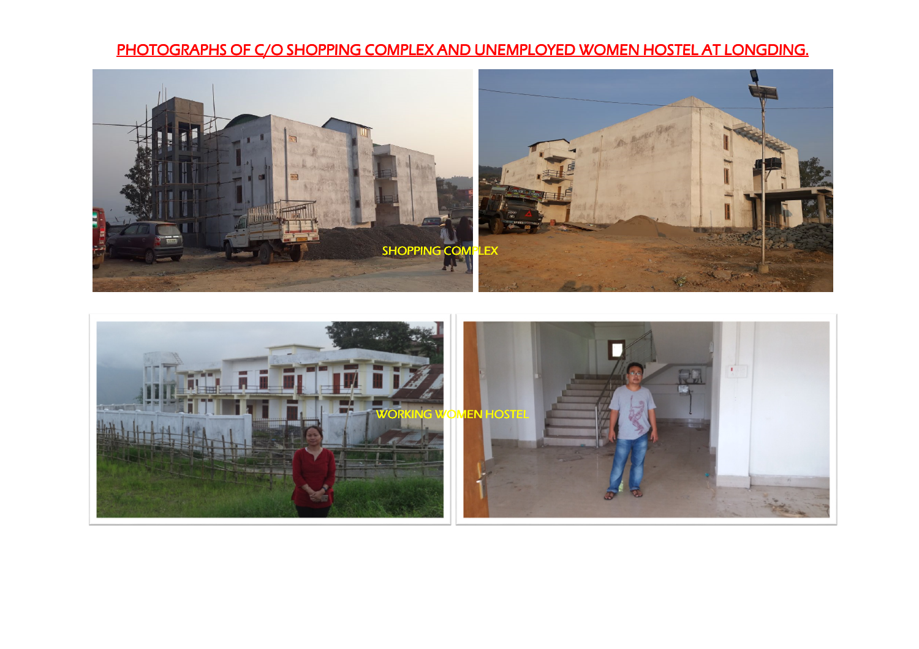# PHOTOGRAPHS OF C/O SHOPPING COMPLEX AND UNEMPLOYED WOMEN HOSTEL AT LONGDING.

SHOPPING COMPLEX

WORKING WOMEN HOSTEL